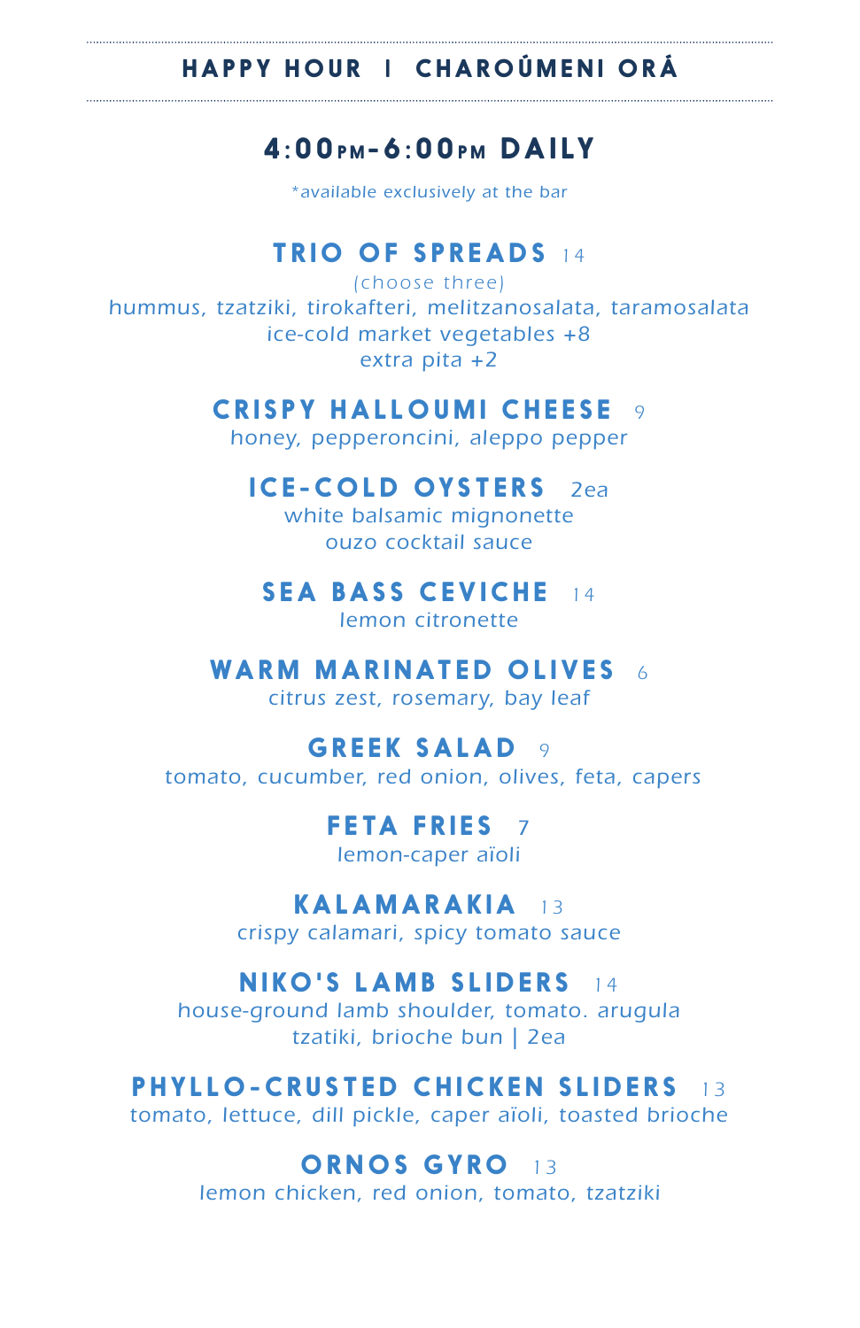# HAPPY HOUR | CHAROÚMENI ORÁ

## 4:00PM-6:00PM DAILY

*available exclusively at the bar

### TRIO OF SPREADS 14

(choose three)
hummus, tzatziki, tirokafteri, melitzanosalata, taramosalata
ice-cold market vegetables +8
extra pita +2

### CRISPY HALLOUMI CHEESE 9

honey, pepperoncini, aleppo pepper

### ICE-COLD OYSTERS 2ea

white balsamic mignonette
ouzo cocktail sauce

### SEA BASS CEVICHE 14

lemon citronette

### WARM MARINATED OLIVES 6

citrus zest, rosemary, bay leaf

### GREEK SALAD 9

tomato, cucumber, red onion, olives, feta, capers

### FETA FRIES 7

lemon-caper aïoli

### KALAMARAKIA 13

crispy calamari, spicy tomato sauce

### NIKO'S LAMB SLIDERS 14

house-ground lamb shoulder, tomato. arugula
tzatiki, brioche bun | 2ea

### PHYLLO-CRUSTED CHICKEN SLIDERS 13

tomato, lettuce, dill pickle, caper aïoli, toasted brioche

### ORNOS GYRO 13

lemon chicken, red onion, tomato, tzatziki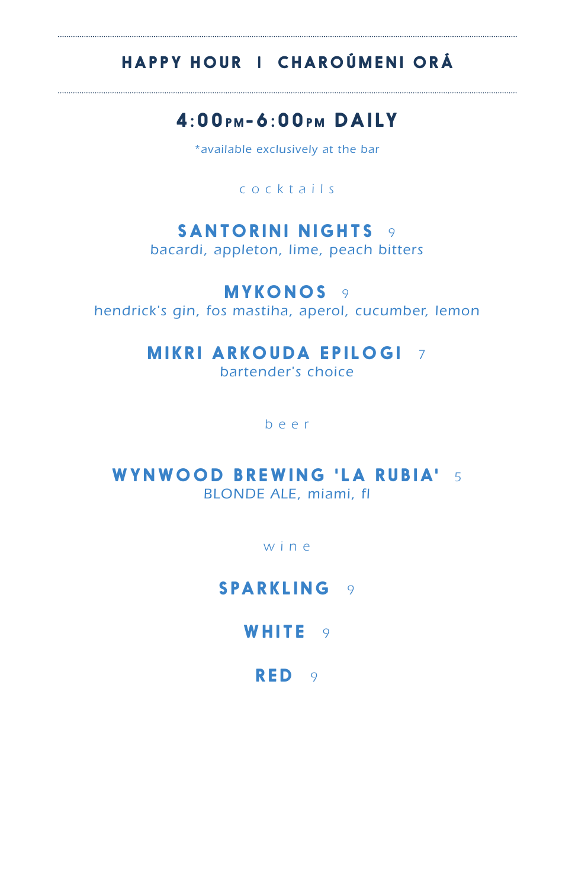# HAPPY HOUR | CHAROÚMENI ORÁ

## 4:00PM-6:00PM DAILY

*available exclusively at the bar

### cocktails

**SANTORINI NIGHTS** 9
bacardi, appleton, lime, peach bitters

**MYKONOS** 9
hendrick's gin, fos mastiha, aperol, cucumber, lemon

**MIKRI ARKOUDA EPILOGI** 7
bartender's choice

### beer

**WYNWOOD BREWING 'LA RUBIA'** 5
BLONDE ALE, miami, fl

### wine

**SPARKLING** 9

**WHITE** 9

**RED** 9